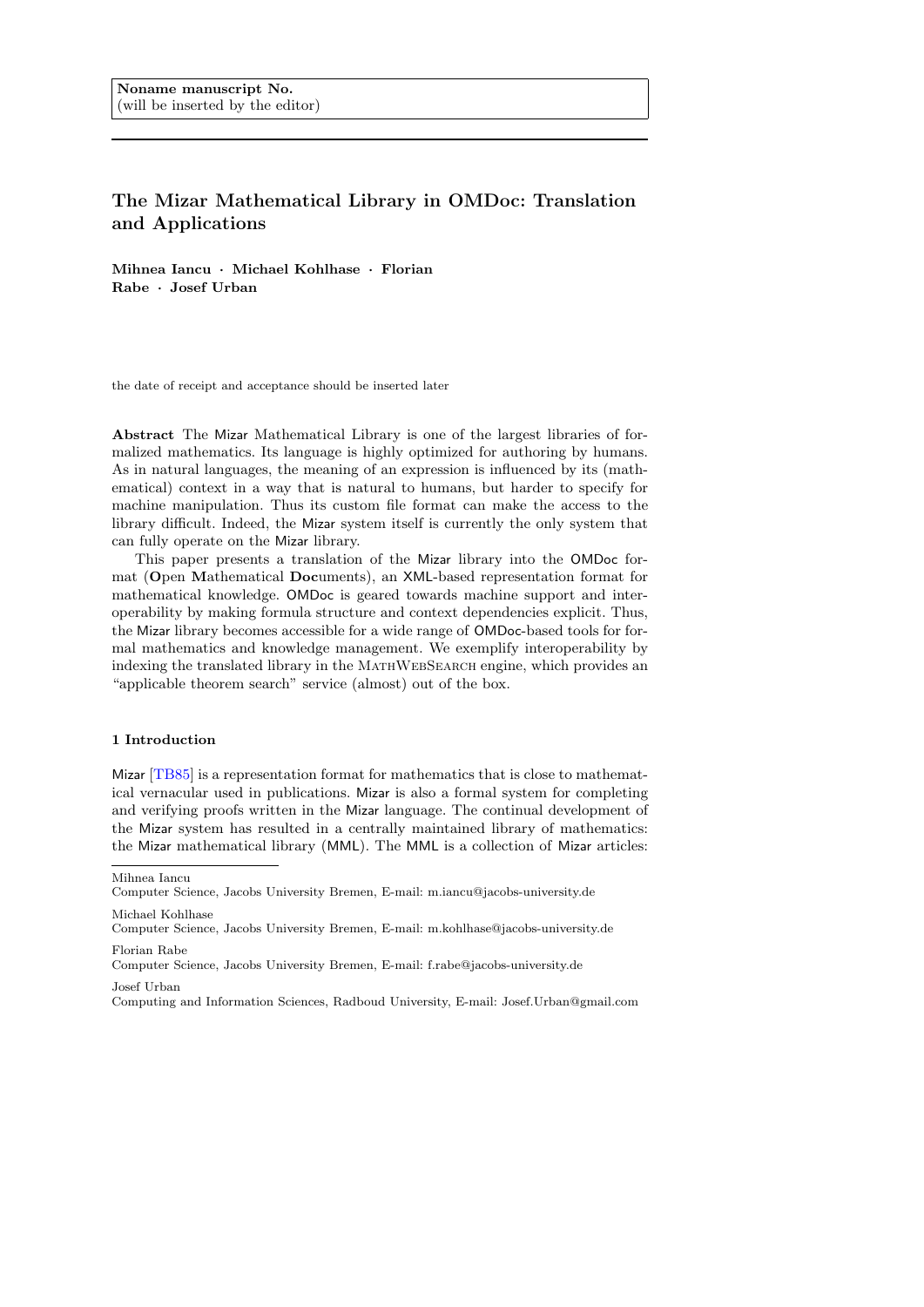Noname manuscript No.
(will be inserted by the editor)

# The Mizar Mathematical Library in OMDoc: Translation and Applications

**Mihnea Iancu · Michael Kohlhase · Florian Rabe · Josef Urban**

the date of receipt and acceptance should be inserted later

**Abstract** The Mizar Mathematical Library is one of the largest libraries of formalized mathematics. Its language is highly optimized for authoring by humans. As in natural languages, the meaning of an expression is influenced by its (mathematical) context in a way that is natural to humans, but harder to specify for machine manipulation. Thus its custom file format can make the access to the library difficult. Indeed, the Mizar system itself is currently the only system that can fully operate on the Mizar library.

This paper presents a translation of the Mizar library into the OMDoc format (**O**pen **M**athematical **Doc**uments), an XML-based representation format for mathematical knowledge. OMDoc is geared towards machine support and interoperability by making formula structure and context dependencies explicit. Thus, the Mizar library becomes accessible for a wide range of OMDoc-based tools for formal mathematics and knowledge management. We exemplify interoperability by indexing the translated library in the MathWebSearch engine, which provides an "applicable theorem search" service (almost) out of the box.

## 1 Introduction

Mizar [TB85] is a representation format for mathematics that is close to mathematical vernacular used in publications. Mizar is also a formal system for completing and verifying proofs written in the Mizar language. The continual development of the Mizar system has resulted in a centrally maintained library of mathematics: the Mizar mathematical library (MML). The MML is a collection of Mizar articles:

Mihnea Iancu
Computer Science, Jacobs University Bremen, E-mail: m.iancu@jacobs-university.de

Michael Kohlhase
Computer Science, Jacobs University Bremen, E-mail: m.kohlhase@jacobs-university.de

Florian Rabe
Computer Science, Jacobs University Bremen, E-mail: f.rabe@jacobs-university.de

Josef Urban
Computing and Information Sciences, Radboud University, E-mail: Josef.Urban@gmail.com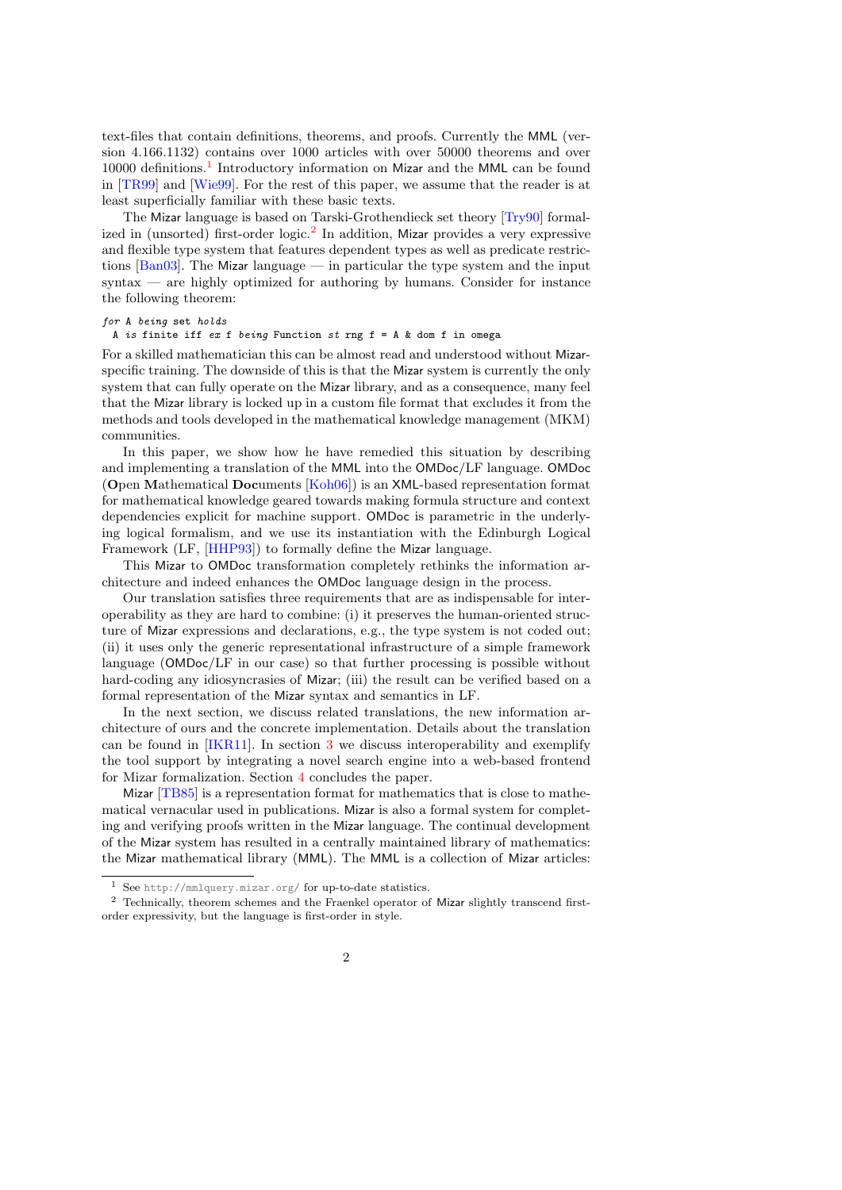text-files that contain definitions, theorems, and proofs. Currently the MML (version 4.166.1132) contains over 1000 articles with over 50000 theorems and over 10000 definitions.[1] Introductory information on Mizar and the MML can be found in [TR99] and [Wie99]. For the rest of this paper, we assume that the reader is at least superficially familiar with these basic texts.

The Mizar language is based on Tarski-Grothendieck set theory [Try90] formalized in (unsorted) first-order logic.[2] In addition, Mizar provides a very expressive and flexible type system that features dependent types as well as predicate restrictions [Ban03]. The Mizar language — in particular the type system and the input syntax — are highly optimized for authoring by humans. Consider for instance the following theorem:

```
for A being set holds
  A is finite iff ex f being Function st rng f = A & dom f in omega
```

For a skilled mathematician this can be almost read and understood without Mizar-specific training. The downside of this is that the Mizar system is currently the only system that can fully operate on the Mizar library, and as a consequence, many feel that the Mizar library is locked up in a custom file format that excludes it from the methods and tools developed in the mathematical knowledge management (MKM) communities.

In this paper, we show how he have remedied this situation by describing and implementing a translation of the MML into the OMDoc/LF language. OMDoc (**O**pen **M**athematical **Doc**uments [Koh06]) is an XML-based representation format for mathematical knowledge geared towards making formula structure and context dependencies explicit for machine support. OMDoc is parametric in the underlying logical formalism, and we use its instantiation with the Edinburgh Logical Framework (LF, [HHP93]) to formally define the Mizar language.

This Mizar to OMDoc transformation completely rethinks the information architecture and indeed enhances the OMDoc language design in the process.

Our translation satisfies three requirements that are as indispensable for interoperability as they are hard to combine: (i) it preserves the human-oriented structure of Mizar expressions and declarations, e.g., the type system is not coded out; (ii) it uses only the generic representational infrastructure of a simple framework language (OMDoc/LF in our case) so that further processing is possible without hard-coding any idiosyncrasies of Mizar; (iii) the result can be verified based on a formal representation of the Mizar syntax and semantics in LF.

In the next section, we discuss related translations, the new information architecture of ours and the concrete implementation. Details about the translation can be found in [IKR11]. In section 3 we discuss interoperability and exemplify the tool support by integrating a novel search engine into a web-based frontend for Mizar formalization. Section 4 concludes the paper.

Mizar [TB85] is a representation format for mathematics that is close to mathematical vernacular used in publications. Mizar is also a formal system for completing and verifying proofs written in the Mizar language. The continual development of the Mizar system has resulted in a centrally maintained library of mathematics: the Mizar mathematical library (MML). The MML is a collection of Mizar articles:

[1] See http://mmlquery.mizar.org/ for up-to-date statistics.

[2] Technically, theorem schemes and the Fraenkel operator of Mizar slightly transcend first-order expressivity, but the language is first-order in style.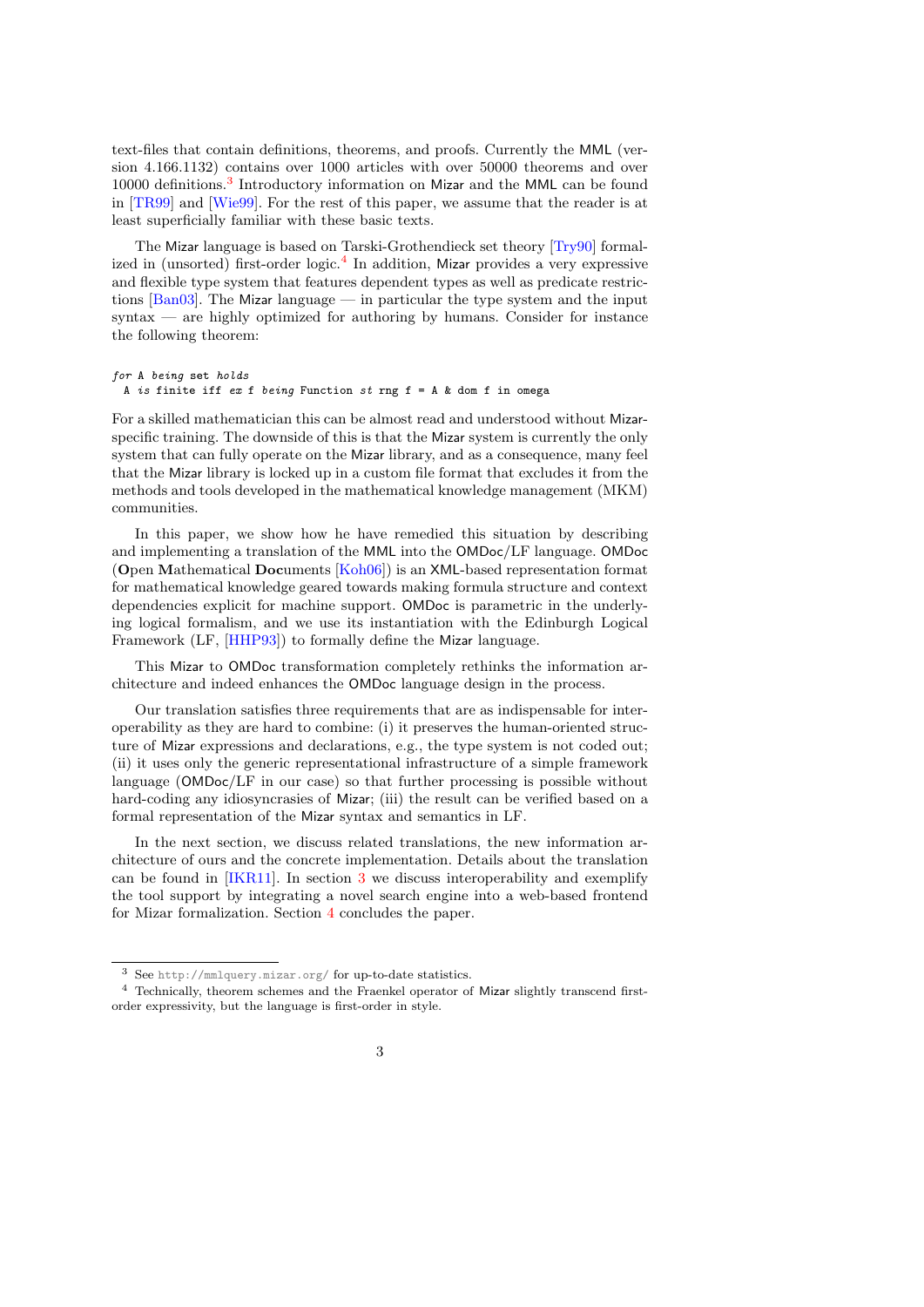text-files that contain definitions, theorems, and proofs. Currently the MML (version 4.166.1132) contains over 1000 articles with over 50000 theorems and over 10000 definitions.[3] Introductory information on Mizar and the MML can be found in [TR99] and [Wie99]. For the rest of this paper, we assume that the reader is at least superficially familiar with these basic texts.

The Mizar language is based on Tarski-Grothendieck set theory [Try90] formalized in (unsorted) first-order logic.[4] In addition, Mizar provides a very expressive and flexible type system that features dependent types as well as predicate restrictions [Ban03]. The Mizar language — in particular the type system and the input syntax — are highly optimized for authoring by humans. Consider for instance the following theorem:

```
for A being set holds
  A is finite iff ex f being Function st rng f = A & dom f in omega
```

For a skilled mathematician this can be almost read and understood without Mizar-specific training. The downside of this is that the Mizar system is currently the only system that can fully operate on the Mizar library, and as a consequence, many feel that the Mizar library is locked up in a custom file format that excludes it from the methods and tools developed in the mathematical knowledge management (MKM) communities.

In this paper, we show how he have remedied this situation by describing and implementing a translation of the MML into the OMDoc/LF language. OMDoc (**O**pen **M**athematical **Doc**uments [Koh06]) is an XML-based representation format for mathematical knowledge geared towards making formula structure and context dependencies explicit for machine support. OMDoc is parametric in the underlying logical formalism, and we use its instantiation with the Edinburgh Logical Framework (LF, [HHP93]) to formally define the Mizar language.

This Mizar to OMDoc transformation completely rethinks the information architecture and indeed enhances the OMDoc language design in the process.

Our translation satisfies three requirements that are as indispensable for interoperability as they are hard to combine: (i) it preserves the human-oriented structure of Mizar expressions and declarations, e.g., the type system is not coded out; (ii) it uses only the generic representational infrastructure of a simple framework language (OMDoc/LF in our case) so that further processing is possible without hard-coding any idiosyncrasies of Mizar; (iii) the result can be verified based on a formal representation of the Mizar syntax and semantics in LF.

In the next section, we discuss related translations, the new information architecture of ours and the concrete implementation. Details about the translation can be found in [IKR11]. In section 3 we discuss interoperability and exemplify the tool support by integrating a novel search engine into a web-based frontend for Mizar formalization. Section 4 concludes the paper.

---

[3] See http://mmlquery.mizar.org/ for up-to-date statistics.

[4] Technically, theorem schemes and the Fraenkel operator of Mizar slightly transcend first-order expressivity, but the language is first-order in style.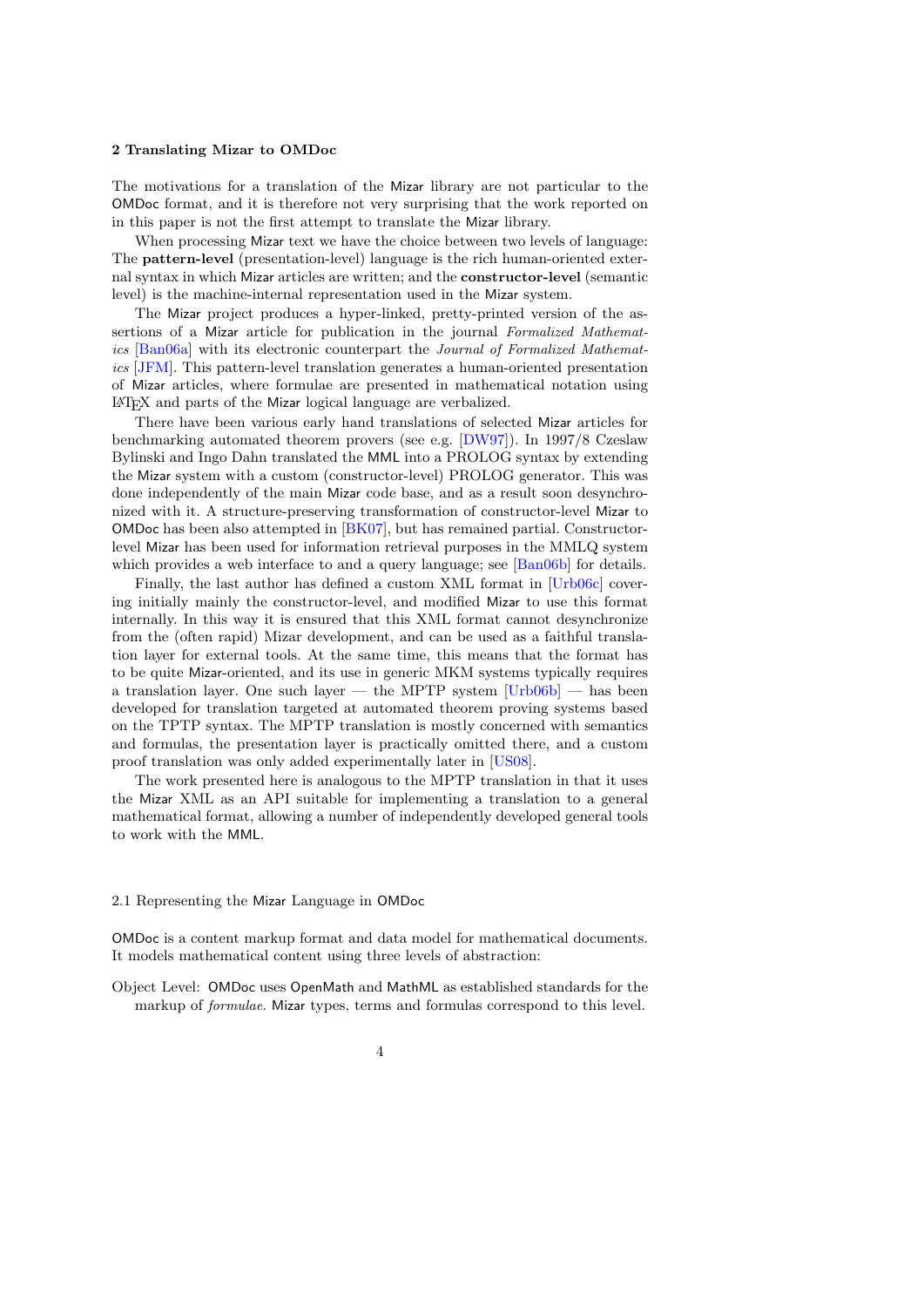## 2 Translating Mizar to OMDoc

The motivations for a translation of the Mizar library are not particular to the OMDoc format, and it is therefore not very surprising that the work reported on in this paper is not the first attempt to translate the Mizar library.

When processing Mizar text we have the choice between two levels of language: The **pattern-level** (presentation-level) language is the rich human-oriented external syntax in which Mizar articles are written; and the **constructor-level** (semantic level) is the machine-internal representation used in the Mizar system.

The Mizar project produces a hyper-linked, pretty-printed version of the assertions of a Mizar article for publication in the journal *Formalized Mathematics* [Ban06a] with its electronic counterpart the *Journal of Formalized Mathematics* [JFM]. This pattern-level translation generates a human-oriented presentation of Mizar articles, where formulae are presented in mathematical notation using LaTeX and parts of the Mizar logical language are verbalized.

There have been various early hand translations of selected Mizar articles for benchmarking automated theorem provers (see e.g. [DW97]). In 1997/8 Czeslaw Bylinski and Ingo Dahn translated the MML into a PROLOG syntax by extending the Mizar system with a custom (constructor-level) PROLOG generator. This was done independently of the main Mizar code base, and as a result soon desynchronized with it. A structure-preserving transformation of constructor-level Mizar to OMDoc has been also attempted in [BK07], but has remained partial. Constructor-level Mizar has been used for information retrieval purposes in the MMLQ system which provides a web interface to and a query language; see [Ban06b] for details.

Finally, the last author has defined a custom XML format in [Urb06c] covering initially mainly the constructor-level, and modified Mizar to use this format internally. In this way it is ensured that this XML format cannot desynchronize from the (often rapid) Mizar development, and can be used as a faithful translation layer for external tools. At the same time, this means that the format has to be quite Mizar-oriented, and its use in generic MKM systems typically requires a translation layer. One such layer — the MPTP system [Urb06b] — has been developed for translation targeted at automated theorem proving systems based on the TPTP syntax. The MPTP translation is mostly concerned with semantics and formulas, the presentation layer is practically omitted there, and a custom proof translation was only added experimentally later in [US08].

The work presented here is analogous to the MPTP translation in that it uses the Mizar XML as an API suitable for implementing a translation to a general mathematical format, allowing a number of independently developed general tools to work with the MML.

### 2.1 Representing the Mizar Language in OMDoc

OMDoc is a content markup format and data model for mathematical documents. It models mathematical content using three levels of abstraction:

Object Level: OMDoc uses OpenMath and MathML as established standards for the markup of *formulae*. Mizar types, terms and formulas correspond to this level.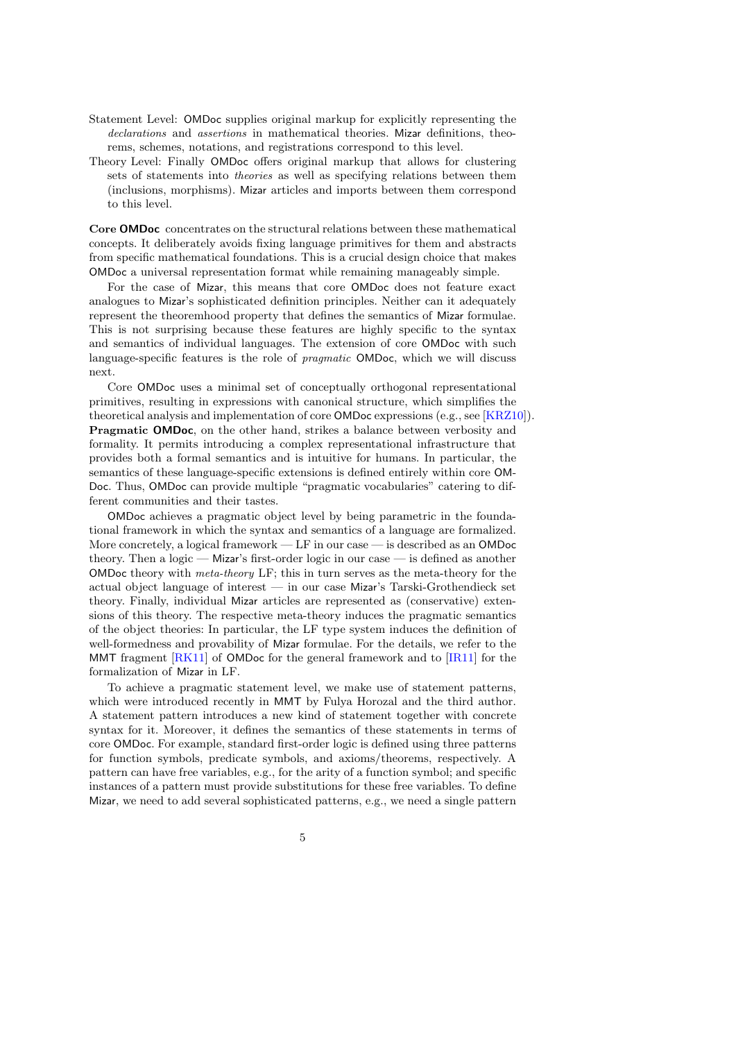Statement Level: OMDoc supplies original markup for explicitly representing the *declarations* and *assertions* in mathematical theories. Mizar definitions, theorems, schemes, notations, and registrations correspond to this level.

Theory Level: Finally OMDoc offers original markup that allows for clustering sets of statements into *theories* as well as specifying relations between them (inclusions, morphisms). Mizar articles and imports between them correspond to this level.

**Core OMDoc** concentrates on the structural relations between these mathematical concepts. It deliberately avoids fixing language primitives for them and abstracts from specific mathematical foundations. This is a crucial design choice that makes OMDoc a universal representation format while remaining manageably simple.

For the case of Mizar, this means that core OMDoc does not feature exact analogues to Mizar's sophisticated definition principles. Neither can it adequately represent the theoremhood property that defines the semantics of Mizar formulae. This is not surprising because these features are highly specific to the syntax and semantics of individual languages. The extension of core OMDoc with such language-specific features is the role of *pragmatic* OMDoc, which we will discuss next.

Core OMDoc uses a minimal set of conceptually orthogonal representational primitives, resulting in expressions with canonical structure, which simplifies the theoretical analysis and implementation of core OMDoc expressions (e.g., see [KRZ10]). **Pragmatic OMDoc**, on the other hand, strikes a balance between verbosity and formality. It permits introducing a complex representational infrastructure that provides both a formal semantics and is intuitive for humans. In particular, the semantics of these language-specific extensions is defined entirely within core OMDoc. Thus, OMDoc can provide multiple "pragmatic vocabularies" catering to different communities and their tastes.

OMDoc achieves a pragmatic object level by being parametric in the foundational framework in which the syntax and semantics of a language are formalized. More concretely, a logical framework — LF in our case — is described as an OMDoc theory. Then a logic — Mizar's first-order logic in our case — is defined as another OMDoc theory with *meta-theory* LF; this in turn serves as the meta-theory for the actual object language of interest — in our case Mizar's Tarski-Grothendieck set theory. Finally, individual Mizar articles are represented as (conservative) extensions of this theory. The respective meta-theory induces the pragmatic semantics of the object theories: In particular, the LF type system induces the definition of well-formedness and provability of Mizar formulae. For the details, we refer to the MMT fragment [RK11] of OMDoc for the general framework and to [IR11] for the formalization of Mizar in LF.

To achieve a pragmatic statement level, we make use of statement patterns, which were introduced recently in MMT by Fulya Horozal and the third author. A statement pattern introduces a new kind of statement together with concrete syntax for it. Moreover, it defines the semantics of these statements in terms of core OMDoc. For example, standard first-order logic is defined using three patterns for function symbols, predicate symbols, and axioms/theorems, respectively. A pattern can have free variables, e.g., for the arity of a function symbol; and specific instances of a pattern must provide substitutions for these free variables. To define Mizar, we need to add several sophisticated patterns, e.g., we need a single pattern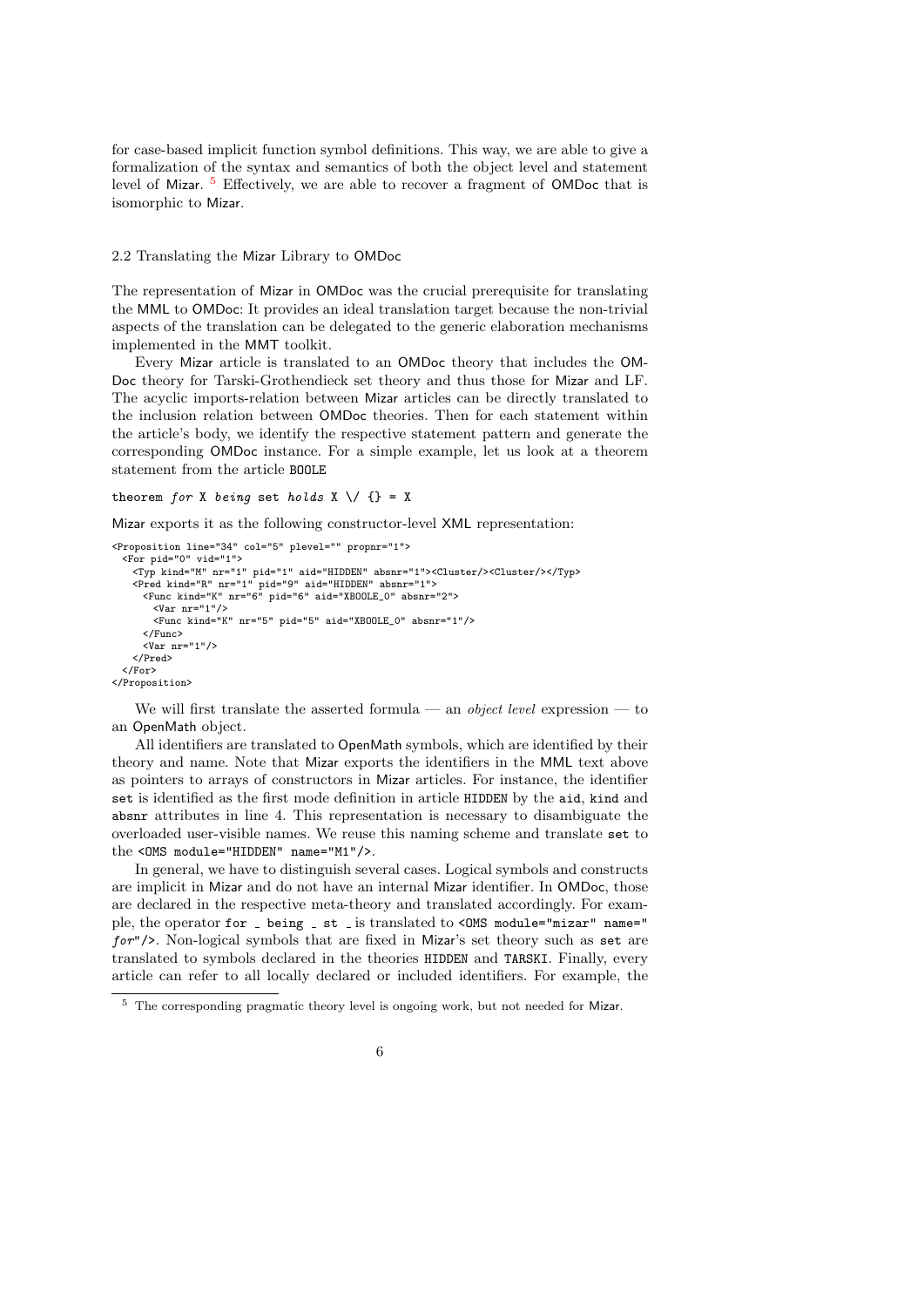for case-based implicit function symbol definitions. This way, we are able to give a formalization of the syntax and semantics of both the object level and statement level of Mizar. [5] Effectively, we are able to recover a fragment of OMDoc that is isomorphic to Mizar.

### 2.2 Translating the Mizar Library to OMDoc

The representation of Mizar in OMDoc was the crucial prerequisite for translating the MML to OMDoc: It provides an ideal translation target because the non-trivial aspects of the translation can be delegated to the generic elaboration mechanisms implemented in the MMT toolkit.

Every Mizar article is translated to an OMDoc theory that includes the OMDoc theory for Tarski-Grothendieck set theory and thus those for Mizar and LF. The acyclic imports-relation between Mizar articles can be directly translated to the inclusion relation between OMDoc theories. Then for each statement within the article's body, we identify the respective statement pattern and generate the corresponding OMDoc instance. For a simple example, let us look at a theorem statement from the article `BOOLE`

`theorem` *for* `X` *being* `set` *holds* `X \/ {} = X`

Mizar exports it as the following constructor-level XML representation:

```
<Proposition line="34" col="5" plevel="" propnr="1">
  <For pid="0" vid="1">
    <Typ kind="M" nr="1" pid="1" aid="HIDDEN" absnr="1"><Cluster/><Cluster/></Typ>
    <Pred kind="R" nr="1" pid="9" aid="HIDDEN" absnr="1">
      <Func kind="K" nr="6" pid="6" aid="XBOOLE_0" absnr="2">
        <Var nr="1"/>
        <Func kind="K" nr="5" pid="5" aid="XBOOLE_0" absnr="1"/>
      </Func>
      <Var nr="1"/>
    </Pred>
  </For>
</Proposition>
```

We will first translate the asserted formula — an *object level* expression — to an OpenMath object.

All identifiers are translated to OpenMath symbols, which are identified by their theory and name. Note that Mizar exports the identifiers in the MML text above as pointers to arrays of constructors in Mizar articles. For instance, the identifier `set` is identified as the first mode definition in article `HIDDEN` by the `aid`, `kind` and `absnr` attributes in line 4. This representation is necessary to disambiguate the overloaded user-visible names. We reuse this naming scheme and translate `set` to the `<OMS module="HIDDEN" name="M1"/>`.

In general, we have to distinguish several cases. Logical symbols and constructs are implicit in Mizar and do not have an internal Mizar identifier. In OMDoc, those are declared in the respective meta-theory and translated accordingly. For example, the operator `for _ being _ st _` is translated to `<OMS module="mizar" name="`*for*`"/>`. Non-logical symbols that are fixed in Mizar's set theory such as `set` are translated to symbols declared in the theories `HIDDEN` and `TARSKI`. Finally, every article can refer to all locally declared or included identifiers. For example, the

[5] The corresponding pragmatic theory level is ongoing work, but not needed for Mizar.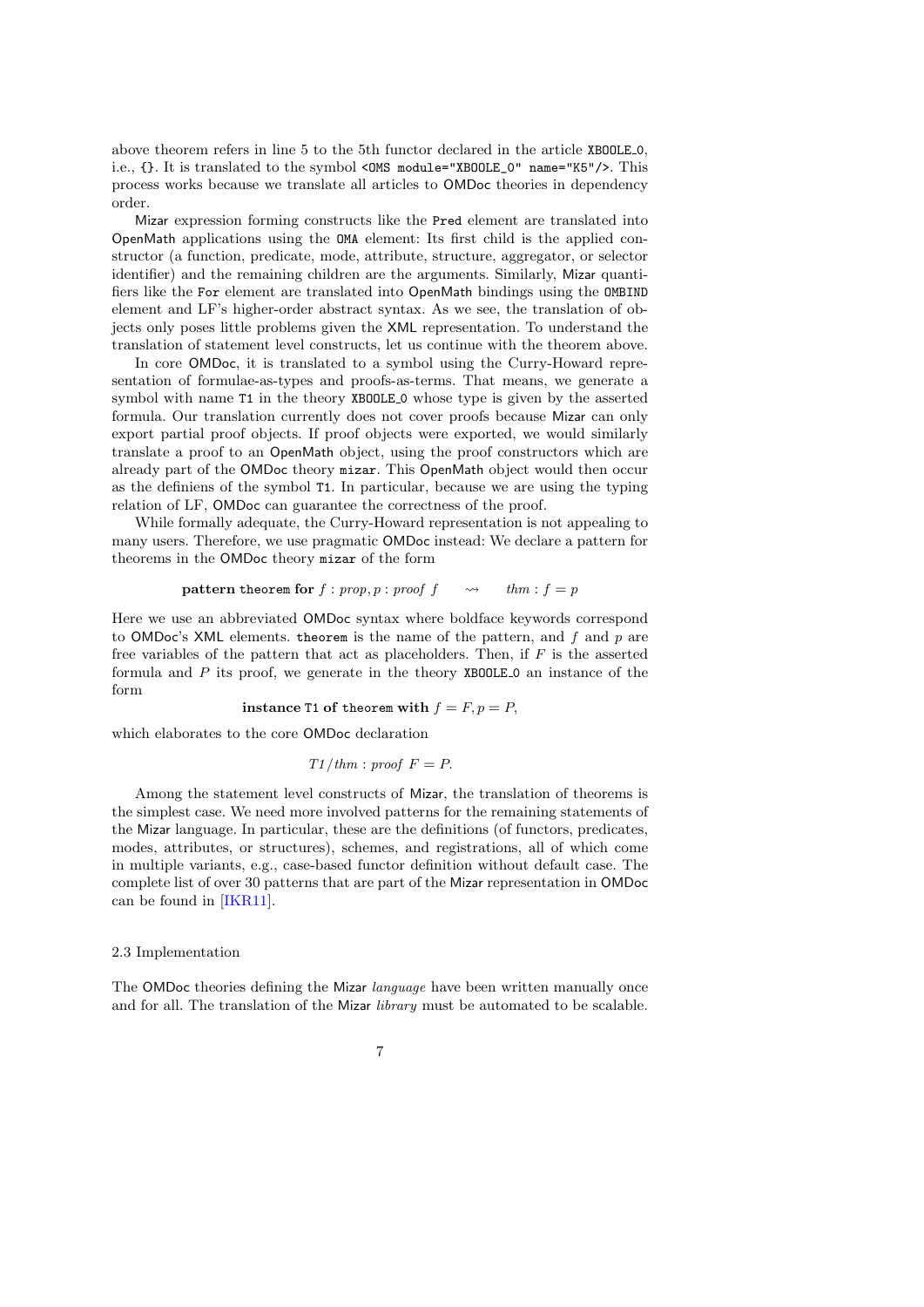above theorem refers in line 5 to the 5th functor declared in the article XBOOLE_0, i.e., {}. It is translated to the symbol `<OMS module="XBOOLE_0" name="K5"/>`. This process works because we translate all articles to OMDoc theories in dependency order.

Mizar expression forming constructs like the `Pred` element are translated into OpenMath applications using the `OMA` element: Its first child is the applied constructor (a function, predicate, mode, attribute, structure, aggregator, or selector identifier) and the remaining children are the arguments. Similarly, Mizar quantifiers like the `For` element are translated into OpenMath bindings using the `OMBIND` element and LF's higher-order abstract syntax. As we see, the translation of objects only poses little problems given the XML representation. To understand the translation of statement level constructs, let us continue with the theorem above.

In core OMDoc, it is translated to a symbol using the Curry-Howard representation of formulae-as-types and proofs-as-terms. That means, we generate a symbol with name `T1` in the theory XBOOLE_0 whose type is given by the asserted formula. Our translation currently does not cover proofs because Mizar can only export partial proof objects. If proof objects were exported, we would similarly translate a proof to an OpenMath object, using the proof constructors which are already part of the OMDoc theory `mizar`. This OpenMath object would then occur as the definiens of the symbol `T1`. In particular, because we are using the typing relation of LF, OMDoc can guarantee the correctness of the proof.

While formally adequate, the Curry-Howard representation is not appealing to many users. Therefore, we use pragmatic OMDoc instead: We declare a pattern for theorems in the OMDoc theory `mizar` of the form

$$\textbf{pattern}\ \texttt{theorem}\ \textbf{for}\ f : prop, p : proof\ f \quad \rightsquigarrow \quad thm : f = p$$

Here we use an abbreviated OMDoc syntax where boldface keywords correspond to OMDoc's XML elements. `theorem` is the name of the pattern, and $f$ and $p$ are free variables of the pattern that act as placeholders. Then, if $F$ is the asserted formula and $P$ its proof, we generate in the theory XBOOLE_0 an instance of the form

$$\textbf{instance}\ \texttt{T1}\ \textbf{of}\ \texttt{theorem}\ \textbf{with}\ f = F, p = P,$$

which elaborates to the core OMDoc declaration

$$T1/thm : proof\ F = P.$$

Among the statement level constructs of Mizar, the translation of theorems is the simplest case. We need more involved patterns for the remaining statements of the Mizar language. In particular, these are the definitions (of functors, predicates, modes, attributes, or structures), schemes, and registrations, all of which come in multiple variants, e.g., case-based functor definition without default case. The complete list of over 30 patterns that are part of the Mizar representation in OMDoc can be found in [IKR11].

### 2.3 Implementation

The OMDoc theories defining the Mizar *language* have been written manually once and for all. The translation of the Mizar *library* must be automated to be scalable.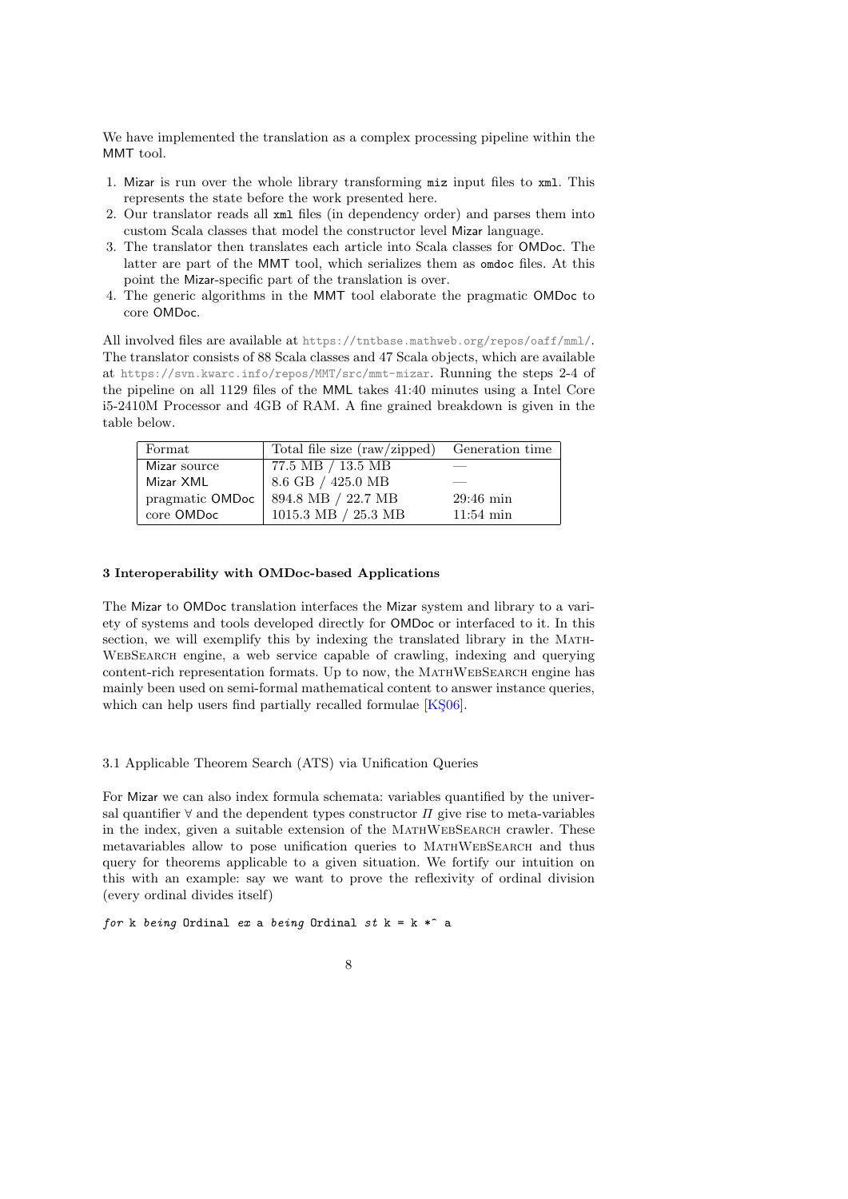We have implemented the translation as a complex processing pipeline within the MMT tool.

1. Mizar is run over the whole library transforming `miz` input files to `xml`. This represents the state before the work presented here.
2. Our translator reads all `xml` files (in dependency order) and parses them into custom Scala classes that model the constructor level Mizar language.
3. The translator then translates each article into Scala classes for OMDoc. The latter are part of the MMT tool, which serializes them as `omdoc` files. At this point the Mizar-specific part of the translation is over.
4. The generic algorithms in the MMT tool elaborate the pragmatic OMDoc to core OMDoc.

All involved files are available at https://tntbase.mathweb.org/repos/oaff/mml/. The translator consists of 88 Scala classes and 47 Scala objects, which are available at https://svn.kwarc.info/repos/MMT/src/mmt-mizar. Running the steps 2-4 of the pipeline on all 1129 files of the MML takes 41:40 minutes using a Intel Core i5-2410M Processor and 4GB of RAM. A fine grained breakdown is given in the table below.

| Format | Total file size (raw/zipped) | Generation time |
|---|---|---|
| Mizar source | 77.5 MB / 13.5 MB | — |
| Mizar XML | 8.6 GB / 425.0 MB | — |
| pragmatic OMDoc | 894.8 MB / 22.7 MB | 29:46 min |
| core OMDoc | 1015.3 MB / 25.3 MB | 11:54 min |

### 3 Interoperability with OMDoc-based Applications

The Mizar to OMDoc translation interfaces the Mizar system and library to a variety of systems and tools developed directly for OMDoc or interfaced to it. In this section, we will exemplify this by indexing the translated library in the MathWebSearch engine, a web service capable of crawling, indexing and querying content-rich representation formats. Up to now, the MathWebSearch engine has mainly been used on semi-formal mathematical content to answer instance queries, which can help users find partially recalled formulae [KŞ06].

#### 3.1 Applicable Theorem Search (ATS) via Unification Queries

For Mizar we can also index formula schemata: variables quantified by the universal quantifier $\forall$ and the dependent types constructor $\Pi$ give rise to meta-variables in the index, given a suitable extension of the MathWebSearch crawler. These metavariables allow to pose unification queries to MathWebSearch and thus query for theorems applicable to a given situation. We fortify our intuition on this with an example: say we want to prove the reflexivity of ordinal division (every ordinal divides itself)

```
for k being Ordinal ex a being Ordinal st k = k *^ a
```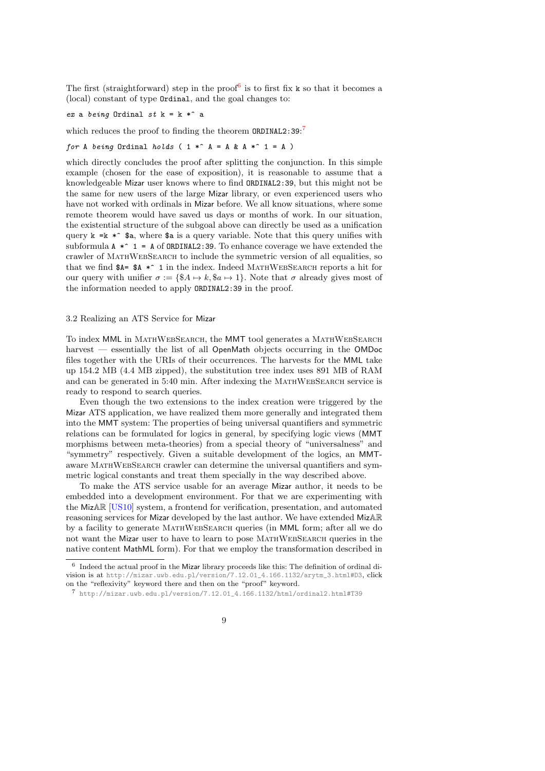The first (straightforward) step in the proof[6] is to first fix `k` so that it becomes a (local) constant of type `Ordinal`, and the goal changes to:

```
ex a being Ordinal st k = k *^ a
```

which reduces the proof to finding the theorem `ORDINAL2:39`:[7]

```
for A being Ordinal holds ( 1 *^ A = A & A *^ 1 = A )
```

which directly concludes the proof after splitting the conjunction. In this simple example (chosen for the ease of exposition), it is reasonable to assume that a knowledgeable Mizar user knows where to find `ORDINAL2:39`, but this might not be the same for new users of the large Mizar library, or even experienced users who have not worked with ordinals in Mizar before. We all know situations, where some remote theorem would have saved us days or months of work. In our situation, the existential structure of the subgoal above can directly be used as a unification query `k =k *^ $a`, where `$a` is a query variable. Note that this query unifies with subformula `A *^ 1 = A` of `ORDINAL2:39`. To enhance coverage we have extended the crawler of MathWebSearch to include the symmetric version of all equalities, so that we find `$A= $A *^ 1` in the index. Indeed MathWebSearch reports a hit for our query with unifier $\sigma := \{\$A \mapsto k, \$a \mapsto 1\}$. Note that $\sigma$ already gives most of the information needed to apply `ORDINAL2:39` in the proof.

### 3.2 Realizing an ATS Service for Mizar

To index MML in MathWebSearch, the MMT tool generates a MathWebSearch harvest — essentially the list of all OpenMath objects occurring in the OMDoc files together with the URIs of their occurrences. The harvests for the MML take up 154.2 MB (4.4 MB zipped), the substitution tree index uses 891 MB of RAM and can be generated in 5:40 min. After indexing the MathWebSearch service is ready to respond to search queries.

Even though the two extensions to the index creation were triggered by the Mizar ATS application, we have realized them more generally and integrated them into the MMT system: The properties of being universal quantifiers and symmetric relations can be formulated for logics in general, by specifying logic views (MMT morphisms between meta-theories) from a special theory of "universalness" and "symmetry" respectively. Given a suitable development of the logics, an MMT-aware MathWebSearch crawler can determine the universal quantifiers and symmetric logical constants and treat them specially in the way described above.

To make the ATS service usable for an average Mizar author, it needs to be embedded into a development environment. For that we are experimenting with the Miz$\mathbb{AR}$ [US10] system, a frontend for verification, presentation, and automated reasoning services for Mizar developed by the last author. We have extended Miz$\mathbb{AR}$ by a facility to generate MathWebSearch queries (in MML form; after all we do not want the Mizar user to have to learn to pose MathWebSearch queries in the native content MathML form). For that we employ the transformation described in

---

[6] Indeed the actual proof in the Mizar library proceeds like this: The definition of ordinal division is at http://mizar.uwb.edu.pl/version/7.12.01_4.166.1132/arytm_3.html#D3, click on the "reflexivity" keyword there and then on the "proof" keyword.

[7] http://mizar.uwb.edu.pl/version/7.12.01_4.166.1132/html/ordinal2.html#T39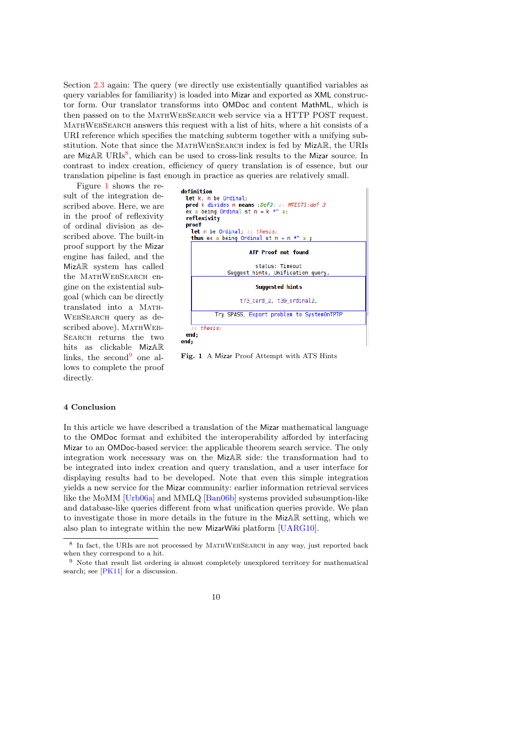Section 2.3 again: The query (we directly use existentially quantified variables as query variables for familiarity) is loaded into Mizar and exported as XML constructor form. Our translator transforms into OMDoc and content MathML, which is then passed on to the MathWebSearch web service via a HTTP POST request. MathWebSearch answers this request with a list of hits, where a hit consists of a URI reference which specifies the matching subterm together with a unifying substitution. Note that since the MathWebSearch index is fed by MizAR, the URIs are MizAR URIs[8], which can be used to cross-link results to the Mizar source. In contrast to index creation, efficiency of query translation is of essence, but our translation pipeline is fast enough in practice as queries are relatively small.

Figure 1 shows the result of the integration described above. Here, we are in the proof of reflexivity of ordinal division as described above. The built-in proof support by the Mizar engine has failed, and the MizAR system has called the MathWebSearch engine on the existential subgoal (which can be directly translated into a MathWebSearch query as described above). MathWebSearch returns the two hits as clickable MizAR links, the second[9] one allows to complete the proof directly.

```
definition
  let k, n be Ordinal;
  pred k divides n means :Def3: :: MTEST1:def 3
  ex a being Ordinal st n = k *^ a;
  reflexivity
  proof
   let n be Ordinal; :: thesis:
   thus ex a being Ordinal st n = n *^ a ;
```

ATP Proof not found

status: Timeout
Suggest hints, Unification query,

Suggested hints

t73_card_2, t39_ordinal2,

Try SPASS, Export problem to SystemOnTPTP

```
   :: thesis:
  end;
end;
```

**Fig. 1** A Mizar Proof Attempt with ATS Hints

## 4 Conclusion

In this article we have described a translation of the Mizar mathematical language to the OMDoc format and exhibited the interoperability afforded by interfacing Mizar to an OMDoc-based service: the applicable theorem search service. The only integration work necessary was on the MizAR side: the transformation had to be integrated into index creation and query translation, and a user interface for displaying results had to be developed. Note that even this simple integration yields a new service for the Mizar community: earlier information retrieval services like the MoMM [Urb06a] and MMLQ [Ban06b] systems provided subsumption-like and database-like queries different from what unification queries provide. We plan to investigate those in more details in the future in the MizAR setting, which we also plan to integrate within the new MizarWiki platform [UARG10].

[8] In fact, the URIs are not processed by MathWebSearch in any way, just reported back when they correspond to a hit.

[9] Note that result list ordering is almost completely unexplored territory for mathematical search; see [PK11] for a discussion.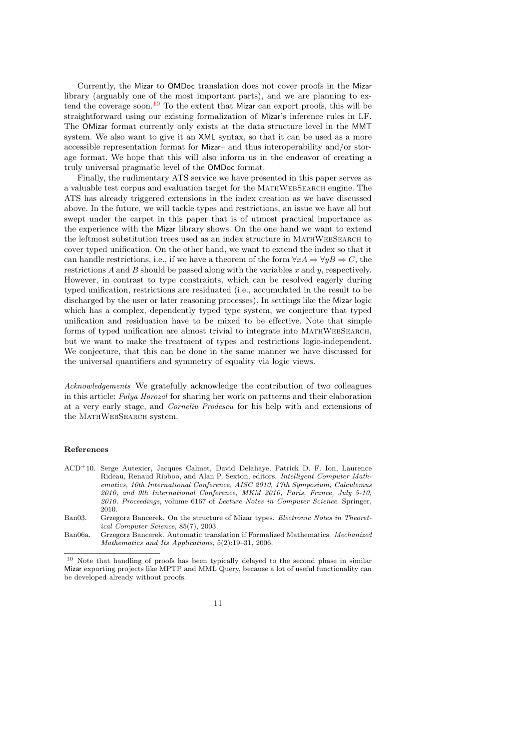Currently, the Mizar to OMDoc translation does not cover proofs in the Mizar library (arguably one of the most important parts), and we are planning to extend the coverage soon.[10] To the extent that Mizar can export proofs, this will be straightforward using our existing formalization of Mizar's inference rules in LF. The OMizar format currently only exists at the data structure level in the MMT system. We also want to give it an XML syntax, so that it can be used as a more accessible representation format for Mizar– and thus interoperability and/or storage format. We hope that this will also inform us in the endeavor of creating a truly universal pragmatic level of the OMDoc format.

Finally, the rudimentary ATS service we have presented in this paper serves as a valuable test corpus and evaluation target for the MathWebSearch engine. The ATS has already triggered extensions in the index creation as we have discussed above. In the future, we will tackle types and restrictions, an issue we have all but swept under the carpet in this paper that is of utmost practical importance as the experience with the Mizar library shows. On the one hand we want to extend the leftmost substitution trees used as an index structure in MathWebSearch to cover typed unification. On the other hand, we want to extend the index so that it can handle restrictions, i.e., if we have a theorem of the form $\forall x A \Rightarrow \forall y B \Rightarrow C$, the restrictions $A$ and $B$ should be passed along with the variables $x$ and $y$, respectively. However, in contrast to type constraints, which can be resolved eagerly during typed unification, restrictions are residuated (i.e., accumulated in the result to be discharged by the user or later reasoning processes). In settings like the Mizar logic which has a complex, dependently typed type system, we conjecture that typed unification and residuation have to be mixed to be effective. Note that simple forms of typed unification are almost trivial to integrate into MathWebSearch, but we want to make the treatment of types and restrictions logic-independent. We conjecture, that this can be done in the same manner we have discussed for the universal quantifiers and symmetry of equality via logic views.

*Acknowledgements* We gratefully acknowledge the contribution of two colleagues in this article: *Fulya Horozal* for sharing her work on patterns and their elaboration at a very early stage, and *Corneliu Prodescu* for his help with and extensions of the MathWebSearch system.

#### References

- ACD+10. Serge Autexier, Jacques Calmet, David Delahaye, Patrick D. F. Ion, Laurence Rideau, Renaud Rioboo, and Alan P. Sexton, editors. *Intelligent Computer Mathematics, 10th International Conference, AISC 2010, 17th Symposium, Calculemus 2010, and 9th International Conference, MKM 2010, Paris, France, July 5-10, 2010. Proceedings*, volume 6167 of *Lecture Notes in Computer Science*. Springer, 2010.
- Ban03. Grzegorz Bancerek. On the structure of Mizar types. *Electronic Notes in Theoretical Computer Science*, 85(7), 2003.
- Ban06a. Grzegorz Bancerek. Automatic translation if Formalized Mathematics. *Mechanized Mathematics and Its Applications*, 5(2):19–31, 2006.

[10] Note that handling of proofs has been typically delayed to the second phase in similar Mizar exporting projects like MPTP and MML Query, because a lot of useful functionality can be developed already without proofs.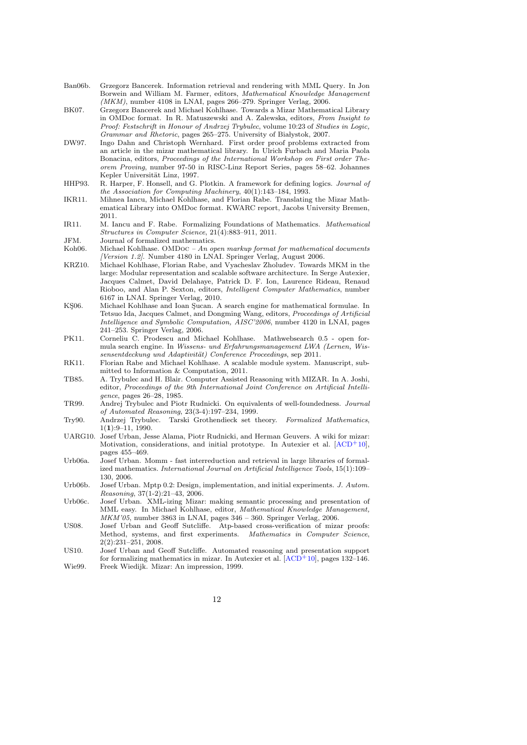Ban06b. Grzegorz Bancerek. Information retrieval and rendering with MML Query. In Jon Borwein and William M. Farmer, editors, *Mathematical Knowledge Management (MKM)*, number 4108 in LNAI, pages 266–279. Springer Verlag, 2006.

BK07. Grzegorz Bancerek and Michael Kohlhase. Towards a Mizar Mathematical Library in OMDoc format. In R. Matuszewski and A. Zalewska, editors, *From Insight to Proof: Festschrift in Honour of Andrzej Trybulec*, volume 10:23 of *Studies in Logic, Grammar and Rhetoric*, pages 265–275. University of Białystok, 2007.

DW97. Ingo Dahn and Christoph Wernhard. First order proof problems extracted from an article in the mizar mathematical library. In Ulrich Furbach and Maria Paola Bonacina, editors, *Proceedings of the International Workshop on First order Theorem Proving*, number 97-50 in RISC-Linz Report Series, pages 58–62. Johannes Kepler Universität Linz, 1997.

HHP93. R. Harper, F. Honsell, and G. Plotkin. A framework for defining logics. *Journal of the Association for Computing Machinery*, 40(1):143–184, 1993.

IKR11. Mihnea Iancu, Michael Kohlhase, and Florian Rabe. Translating the Mizar Mathematical Library into OMDoc format. KWARC report, Jacobs University Bremen, 2011.

IR11. M. Iancu and F. Rabe. Formalizing Foundations of Mathematics. *Mathematical Structures in Computer Science*, 21(4):883–911, 2011.

JFM. Journal of formalized mathematics.

Koh06. Michael Kohlhase. OMDoc – *An open markup format for mathematical documents [Version 1.2]*. Number 4180 in LNAI. Springer Verlag, August 2006.

KRZ10. Michael Kohlhase, Florian Rabe, and Vyacheslav Zholudev. Towards MKM in the large: Modular representation and scalable software architecture. In Serge Autexier, Jacques Calmet, David Delahaye, Patrick D. F. Ion, Laurence Rideau, Renaud Rioboo, and Alan P. Sexton, editors, *Intelligent Computer Mathematics*, number 6167 in LNAI. Springer Verlag, 2010.

KŞ06. Michael Kohlhase and Ioan Şucan. A search engine for mathematical formulae. In Tetsuo Ida, Jacques Calmet, and Dongming Wang, editors, *Proceedings of Artificial Intelligence and Symbolic Computation, AISC'2006*, number 4120 in LNAI, pages 241–253. Springer Verlag, 2006.

PK11. Corneliu C. Prodescu and Michael Kohlhase. Mathwebsearch 0.5 - open formula search engine. In *Wissens- und Erfahrungsmanagement LWA (Lernen, Wissensentdeckung und Adaptivität) Conference Proceedings*, sep 2011.

RK11. Florian Rabe and Michael Kohlhase. A scalable module system. Manuscript, submitted to Information & Computation, 2011.

TB85. A. Trybulec and H. Blair. Computer Assisted Reasoning with MIZAR. In A. Joshi, editor, *Proceedings of the 9th International Joint Conference on Artificial Intelligence*, pages 26–28, 1985.

TR99. Andrzej Trybulec and Piotr Rudnicki. On equivalents of well-foundedness. *Journal of Automated Reasoning*, 23(3-4):197–234, 1999.

Try90. Andrzej Trybulec. Tarski Grothendieck set theory. *Formalized Mathematics*, 1(**1**):9–11, 1990.

UARG10. Josef Urban, Jesse Alama, Piotr Rudnicki, and Herman Geuvers. A wiki for mizar: Motivation, considerations, and initial prototype. In Autexier et al. [ACD+10], pages 455–469.

Urb06a. Josef Urban. Momm - fast interreduction and retrieval in large libraries of formalized mathematics. *International Journal on Artificial Intelligence Tools*, 15(1):109–130, 2006.

Urb06b. Josef Urban. Mptp 0.2: Design, implementation, and initial experiments. *J. Autom. Reasoning*, 37(1-2):21–43, 2006.

Urb06c. Josef Urban. XML-izing Mizar: making semantic processing and presentation of MML easy. In Michael Kohlhase, editor, *Mathematical Knowledge Management, MKM'05*, number 3863 in LNAI, pages 346 – 360. Springer Verlag, 2006.

US08. Josef Urban and Geoff Sutcliffe. Atp-based cross-verification of mizar proofs: Method, systems, and first experiments. *Mathematics in Computer Science*, 2(2):231–251, 2008.

US10. Josef Urban and Geoff Sutcliffe. Automated reasoning and presentation support for formalizing mathematics in mizar. In Autexier et al. [ACD+10], pages 132–146.

Wie99. Freek Wiedijk. Mizar: An impression, 1999.